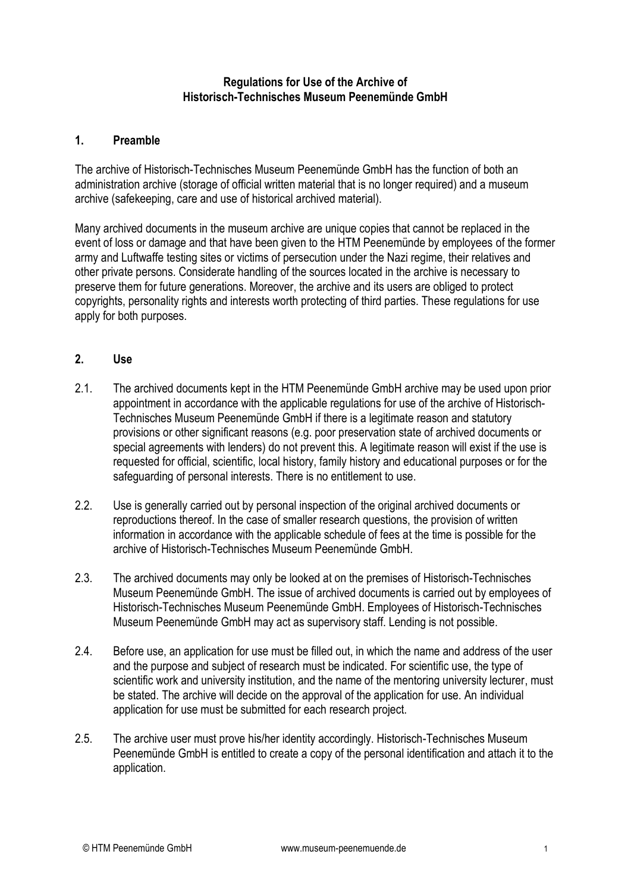# Regulations for Use of the Archive of Historisch-Technisches Museum Peenemünde GmbH

## 1. Preamble

The archive of Historisch-Technisches Museum Peenemünde GmbH has the function of both an administration archive (storage of official written material that is no longer required) and a museum archive (safekeeping, care and use of historical archived material).

Many archived documents in the museum archive are unique copies that cannot be replaced in the event of loss or damage and that have been given to the HTM Peenemünde by employees of the former army and Luftwaffe testing sites or victims of persecution under the Nazi regime, their relatives and other private persons. Considerate handling of the sources located in the archive is necessary to preserve them for future generations. Moreover, the archive and its users are obliged to protect copyrights, personality rights and interests worth protecting of third parties. These regulations for use apply for both purposes.

## 2. Use

2.1. The archived documents kept in the HTM Peenemünde GmbH archive may be used upon prior appointment in accordance with the applicable regulations for use of the archive of Historisch-Technisches Museum Peenemünde GmbH if there is a legitimate reason and statutory provisions or other significant reasons (e.g. poor preservation state of archived documents or special agreements with lenders) do not prevent this. A legitimate reason will exist if the use is requested for official, scientific, local history, family history and educational purposes or for the safeguarding of personal interests. There is no entitlement to use.

2.2. Use is generally carried out by personal inspection of the original archived documents or reproductions thereof. In the case of smaller research questions, the provision of written information in accordance with the applicable schedule of fees at the time is possible for the archive of Historisch-Technisches Museum Peenemünde GmbH.

2.3. The archived documents may only be looked at on the premises of Historisch-Technisches Museum Peenemünde GmbH. The issue of archived documents is carried out by employees of Historisch-Technisches Museum Peenemünde GmbH. Employees of Historisch-Technisches Museum Peenemünde GmbH may act as supervisory staff. Lending is not possible.

2.4. Before use, an application for use must be filled out, in which the name and address of the user and the purpose and subject of research must be indicated. For scientific use, the type of scientific work and university institution, and the name of the mentoring university lecturer, must be stated. The archive will decide on the approval of the application for use. An individual application for use must be submitted for each research project.

2.5. The archive user must prove his/her identity accordingly. Historisch-Technisches Museum Peenemünde GmbH is entitled to create a copy of the personal identification and attach it to the application.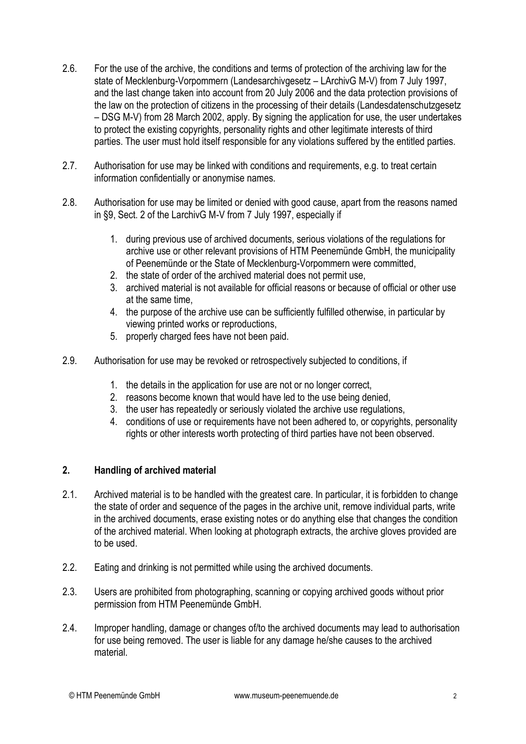2.6. For the use of the archive, the conditions and terms of protection of the archiving law for the state of Mecklenburg-Vorpommern (Landesarchivgesetz – LArchivG M-V) from 7 July 1997, and the last change taken into account from 20 July 2006 and the data protection provisions of the law on the protection of citizens in the processing of their details (Landesdatenschutzgesetz – DSG M-V) from 28 March 2002, apply. By signing the application for use, the user undertakes to protect the existing copyrights, personality rights and other legitimate interests of third parties. The user must hold itself responsible for any violations suffered by the entitled parties.

2.7. Authorisation for use may be linked with conditions and requirements, e.g. to treat certain information confidentially or anonymise names.

2.8. Authorisation for use may be limited or denied with good cause, apart from the reasons named in §9, Sect. 2 of the LarchivG M-V from 7 July 1997, especially if

1. during previous use of archived documents, serious violations of the regulations for archive use or other relevant provisions of HTM Peenemünde GmbH, the municipality of Peenemünde or the State of Mecklenburg-Vorpommern were committed,
2. the state of order of the archived material does not permit use,
3. archived material is not available for official reasons or because of official or other use at the same time,
4. the purpose of the archive use can be sufficiently fulfilled otherwise, in particular by viewing printed works or reproductions,
5. properly charged fees have not been paid.

2.9. Authorisation for use may be revoked or retrospectively subjected to conditions, if

1. the details in the application for use are not or no longer correct,
2. reasons become known that would have led to the use being denied,
3. the user has repeatedly or seriously violated the archive use regulations,
4. conditions of use or requirements have not been adhered to, or copyrights, personality rights or other interests worth protecting of third parties have not been observed.

## 2. Handling of archived material

2.1. Archived material is to be handled with the greatest care. In particular, it is forbidden to change the state of order and sequence of the pages in the archive unit, remove individual parts, write in the archived documents, erase existing notes or do anything else that changes the condition of the archived material. When looking at photograph extracts, the archive gloves provided are to be used.

2.2. Eating and drinking is not permitted while using the archived documents.

2.3. Users are prohibited from photographing, scanning or copying archived goods without prior permission from HTM Peenemünde GmbH.

2.4. Improper handling, damage or changes of/to the archived documents may lead to authorisation for use being removed. The user is liable for any damage he/she causes to the archived material.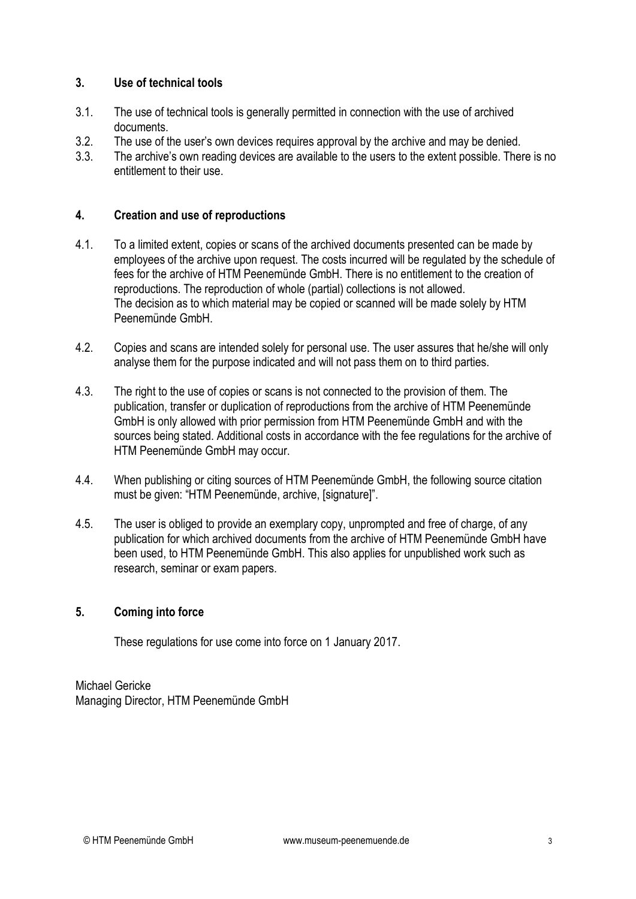## 3. Use of technical tools

3.1. The use of technical tools is generally permitted in connection with the use of archived documents.

3.2. The use of the user's own devices requires approval by the archive and may be denied.

3.3. The archive's own reading devices are available to the users to the extent possible. There is no entitlement to their use.

## 4. Creation and use of reproductions

4.1. To a limited extent, copies or scans of the archived documents presented can be made by employees of the archive upon request. The costs incurred will be regulated by the schedule of fees for the archive of HTM Peenemünde GmbH. There is no entitlement to the creation of reproductions. The reproduction of whole (partial) collections is not allowed.
The decision as to which material may be copied or scanned will be made solely by HTM Peenemünde GmbH.

4.2. Copies and scans are intended solely for personal use. The user assures that he/she will only analyse them for the purpose indicated and will not pass them on to third parties.

4.3. The right to the use of copies or scans is not connected to the provision of them. The publication, transfer or duplication of reproductions from the archive of HTM Peenemünde GmbH is only allowed with prior permission from HTM Peenemünde GmbH and with the sources being stated. Additional costs in accordance with the fee regulations for the archive of HTM Peenemünde GmbH may occur.

4.4. When publishing or citing sources of HTM Peenemünde GmbH, the following source citation must be given: "HTM Peenemünde, archive, [signature]".

4.5. The user is obliged to provide an exemplary copy, unprompted and free of charge, of any publication for which archived documents from the archive of HTM Peenemünde GmbH have been used, to HTM Peenemünde GmbH. This also applies for unpublished work such as research, seminar or exam papers.

## 5. Coming into force

These regulations for use come into force on 1 January 2017.

Michael Gericke
Managing Director, HTM Peenemünde GmbH